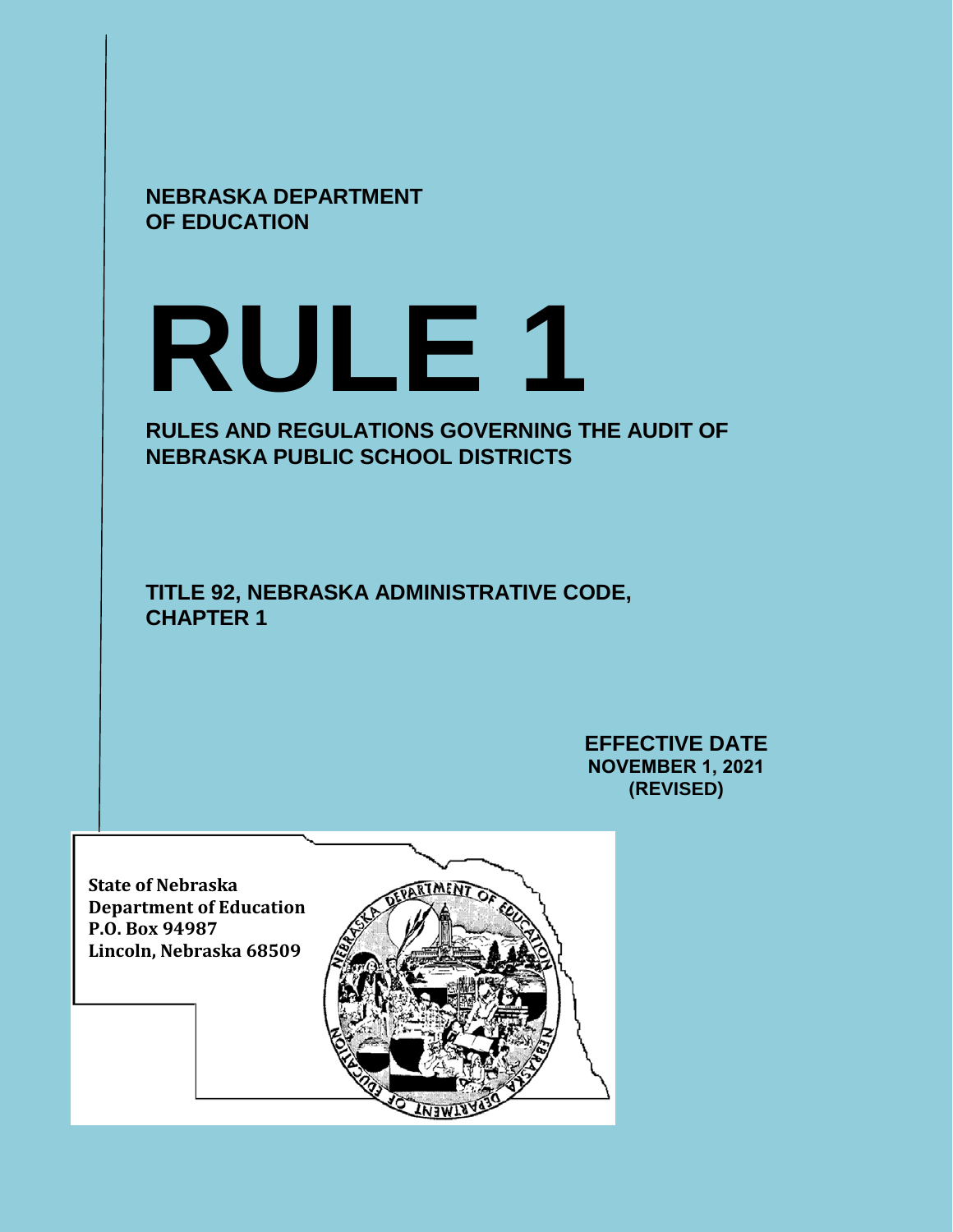**NEBRASKA DEPARTMENT OF EDUCATION**

# RULE 1

## RULES AND REGULATIONS GOVERNING THE AUDIT OF NEBRASKA PUBLIC SCHOOL DISTRICTS

**TITLE 92, NEBRASKA ADMINISTRATIVE CODE, CHAPTER 1**

**EFFECTIVE DATE**
**NOVEMBER 1, 2021**
**(REVISED)**

**State of Nebraska**
**Department of Education**
**P.O. Box 94987**
**Lincoln, Nebraska 68509**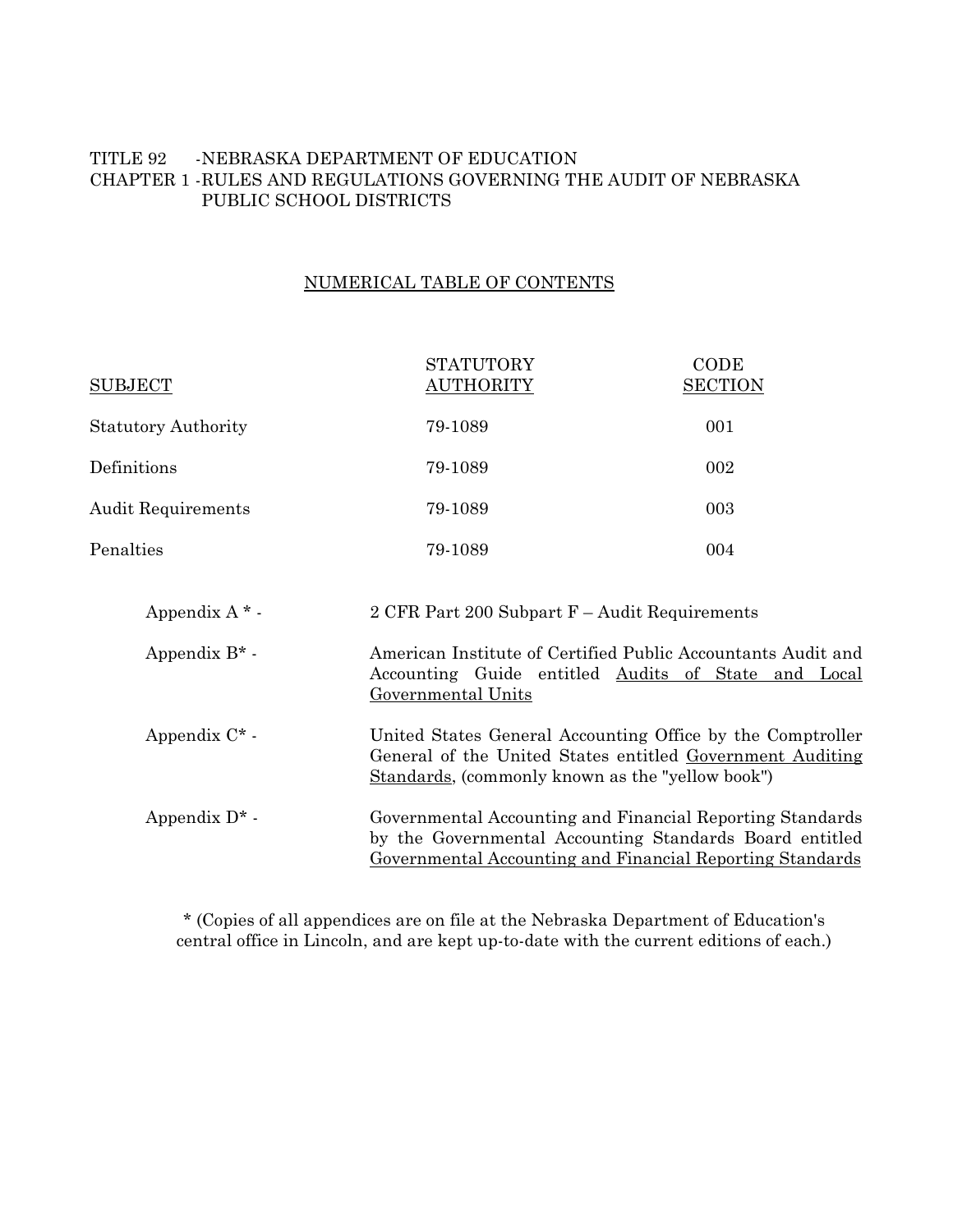TITLE 92 -NEBRASKA DEPARTMENT OF EDUCATION
CHAPTER 1 -RULES AND REGULATIONS GOVERNING THE AUDIT OF NEBRASKA PUBLIC SCHOOL DISTRICTS

## NUMERICAL TABLE OF CONTENTS

| SUBJECT | STATUTORY AUTHORITY | CODE SECTION |
|---|---|---|
| Statutory Authority | 79-1089 | 001 |
| Definitions | 79-1089 | 002 |
| Audit Requirements | 79-1089 | 003 |
| Penalties | 79-1089 | 004 |

| | |
|---|---|
| Appendix A * - | 2 CFR Part 200 Subpart F – Audit Requirements |
| Appendix B* - | American Institute of Certified Public Accountants Audit and Accounting Guide entitled Audits of State and Local Governmental Units |
| Appendix C* - | United States General Accounting Office by the Comptroller General of the United States entitled Government Auditing Standards, (commonly known as the "yellow book") |
| Appendix D* - | Governmental Accounting and Financial Reporting Standards by the Governmental Accounting Standards Board entitled Governmental Accounting and Financial Reporting Standards |

* (Copies of all appendices are on file at the Nebraska Department of Education's central office in Lincoln, and are kept up-to-date with the current editions of each.)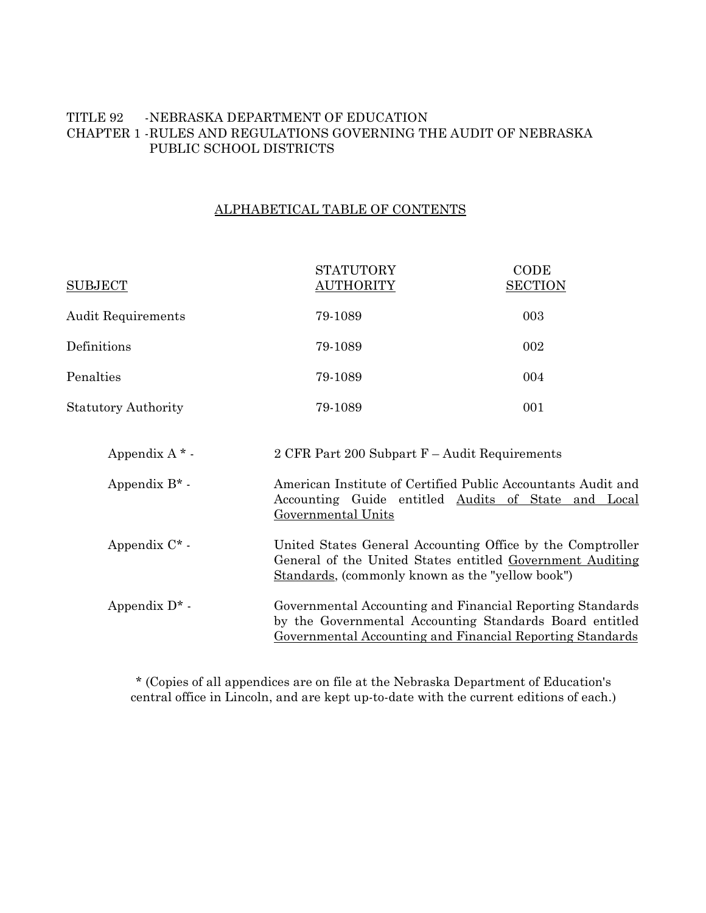TITLE 92 -NEBRASKA DEPARTMENT OF EDUCATION
CHAPTER 1 -RULES AND REGULATIONS GOVERNING THE AUDIT OF NEBRASKA PUBLIC SCHOOL DISTRICTS

## ALPHABETICAL TABLE OF CONTENTS

| SUBJECT | STATUTORY AUTHORITY | CODE SECTION |
|---|---|---|
| Audit Requirements | 79-1089 | 003 |
| Definitions | 79-1089 | 002 |
| Penalties | 79-1089 | 004 |
| Statutory Authority | 79-1089 | 001 |

Appendix A * - 2 CFR Part 200 Subpart F – Audit Requirements

Appendix B* - American Institute of Certified Public Accountants Audit and Accounting Guide entitled Audits of State and Local Governmental Units

Appendix C* - United States General Accounting Office by the Comptroller General of the United States entitled Government Auditing Standards, (commonly known as the "yellow book")

Appendix D* - Governmental Accounting and Financial Reporting Standards by the Governmental Accounting Standards Board entitled Governmental Accounting and Financial Reporting Standards

* (Copies of all appendices are on file at the Nebraska Department of Education's central office in Lincoln, and are kept up-to-date with the current editions of each.)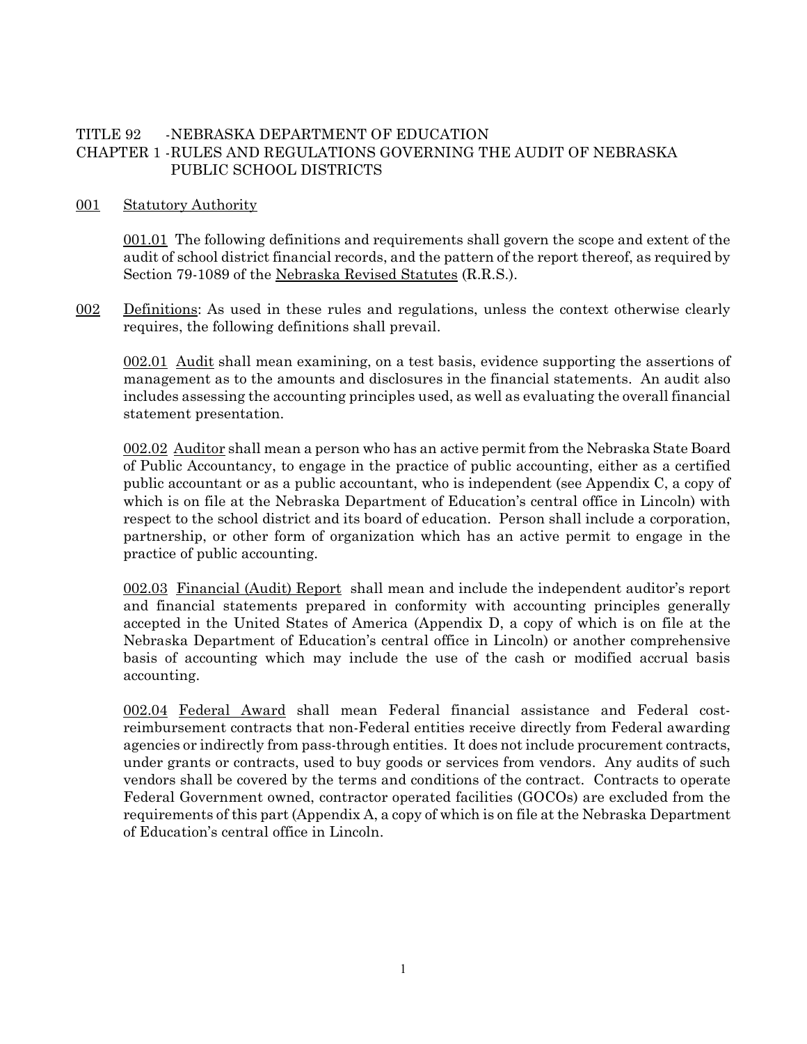TITLE 92 -NEBRASKA DEPARTMENT OF EDUCATION
CHAPTER 1 -RULES AND REGULATIONS GOVERNING THE AUDIT OF NEBRASKA PUBLIC SCHOOL DISTRICTS

001 Statutory Authority

001.01 The following definitions and requirements shall govern the scope and extent of the audit of school district financial records, and the pattern of the report thereof, as required by Section 79-1089 of the Nebraska Revised Statutes (R.R.S.).

002 Definitions: As used in these rules and regulations, unless the context otherwise clearly requires, the following definitions shall prevail.

002.01 Audit shall mean examining, on a test basis, evidence supporting the assertions of management as to the amounts and disclosures in the financial statements. An audit also includes assessing the accounting principles used, as well as evaluating the overall financial statement presentation.

002.02 Auditor shall mean a person who has an active permit from the Nebraska State Board of Public Accountancy, to engage in the practice of public accounting, either as a certified public accountant or as a public accountant, who is independent (see Appendix C, a copy of which is on file at the Nebraska Department of Education's central office in Lincoln) with respect to the school district and its board of education. Person shall include a corporation, partnership, or other form of organization which has an active permit to engage in the practice of public accounting.

002.03 Financial (Audit) Report shall mean and include the independent auditor's report and financial statements prepared in conformity with accounting principles generally accepted in the United States of America (Appendix D, a copy of which is on file at the Nebraska Department of Education's central office in Lincoln) or another comprehensive basis of accounting which may include the use of the cash or modified accrual basis accounting.

002.04 Federal Award shall mean Federal financial assistance and Federal cost-reimbursement contracts that non-Federal entities receive directly from Federal awarding agencies or indirectly from pass-through entities. It does not include procurement contracts, under grants or contracts, used to buy goods or services from vendors. Any audits of such vendors shall be covered by the terms and conditions of the contract. Contracts to operate Federal Government owned, contractor operated facilities (GOCOs) are excluded from the requirements of this part (Appendix A, a copy of which is on file at the Nebraska Department of Education's central office in Lincoln.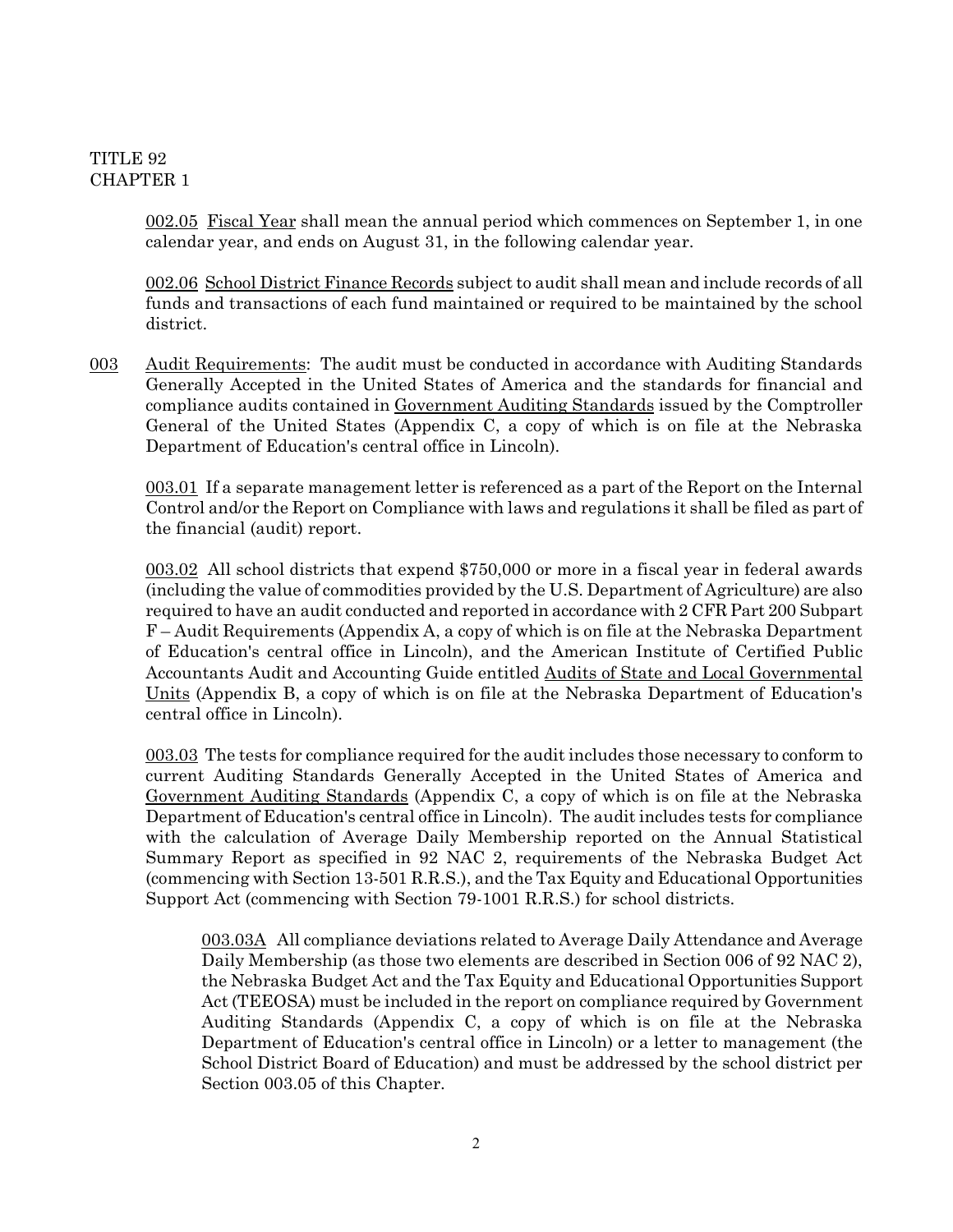002.05 Fiscal Year shall mean the annual period which commences on September 1, in one calendar year, and ends on August 31, in the following calendar year.

002.06 School District Finance Records subject to audit shall mean and include records of all funds and transactions of each fund maintained or required to be maintained by the school district.

003 Audit Requirements: The audit must be conducted in accordance with Auditing Standards Generally Accepted in the United States of America and the standards for financial and compliance audits contained in Government Auditing Standards issued by the Comptroller General of the United States (Appendix C, a copy of which is on file at the Nebraska Department of Education's central office in Lincoln).

003.01 If a separate management letter is referenced as a part of the Report on the Internal Control and/or the Report on Compliance with laws and regulations it shall be filed as part of the financial (audit) report.

003.02 All school districts that expend $750,000 or more in a fiscal year in federal awards (including the value of commodities provided by the U.S. Department of Agriculture) are also required to have an audit conducted and reported in accordance with 2 CFR Part 200 Subpart F – Audit Requirements (Appendix A, a copy of which is on file at the Nebraska Department of Education's central office in Lincoln), and the American Institute of Certified Public Accountants Audit and Accounting Guide entitled Audits of State and Local Governmental Units (Appendix B, a copy of which is on file at the Nebraska Department of Education's central office in Lincoln).

003.03 The tests for compliance required for the audit includes those necessary to conform to current Auditing Standards Generally Accepted in the United States of America and Government Auditing Standards (Appendix C, a copy of which is on file at the Nebraska Department of Education's central office in Lincoln). The audit includes tests for compliance with the calculation of Average Daily Membership reported on the Annual Statistical Summary Report as specified in 92 NAC 2, requirements of the Nebraska Budget Act (commencing with Section 13-501 R.R.S.), and the Tax Equity and Educational Opportunities Support Act (commencing with Section 79-1001 R.R.S.) for school districts.

003.03A All compliance deviations related to Average Daily Attendance and Average Daily Membership (as those two elements are described in Section 006 of 92 NAC 2), the Nebraska Budget Act and the Tax Equity and Educational Opportunities Support Act (TEEOSA) must be included in the report on compliance required by Government Auditing Standards (Appendix C, a copy of which is on file at the Nebraska Department of Education's central office in Lincoln) or a letter to management (the School District Board of Education) and must be addressed by the school district per Section 003.05 of this Chapter.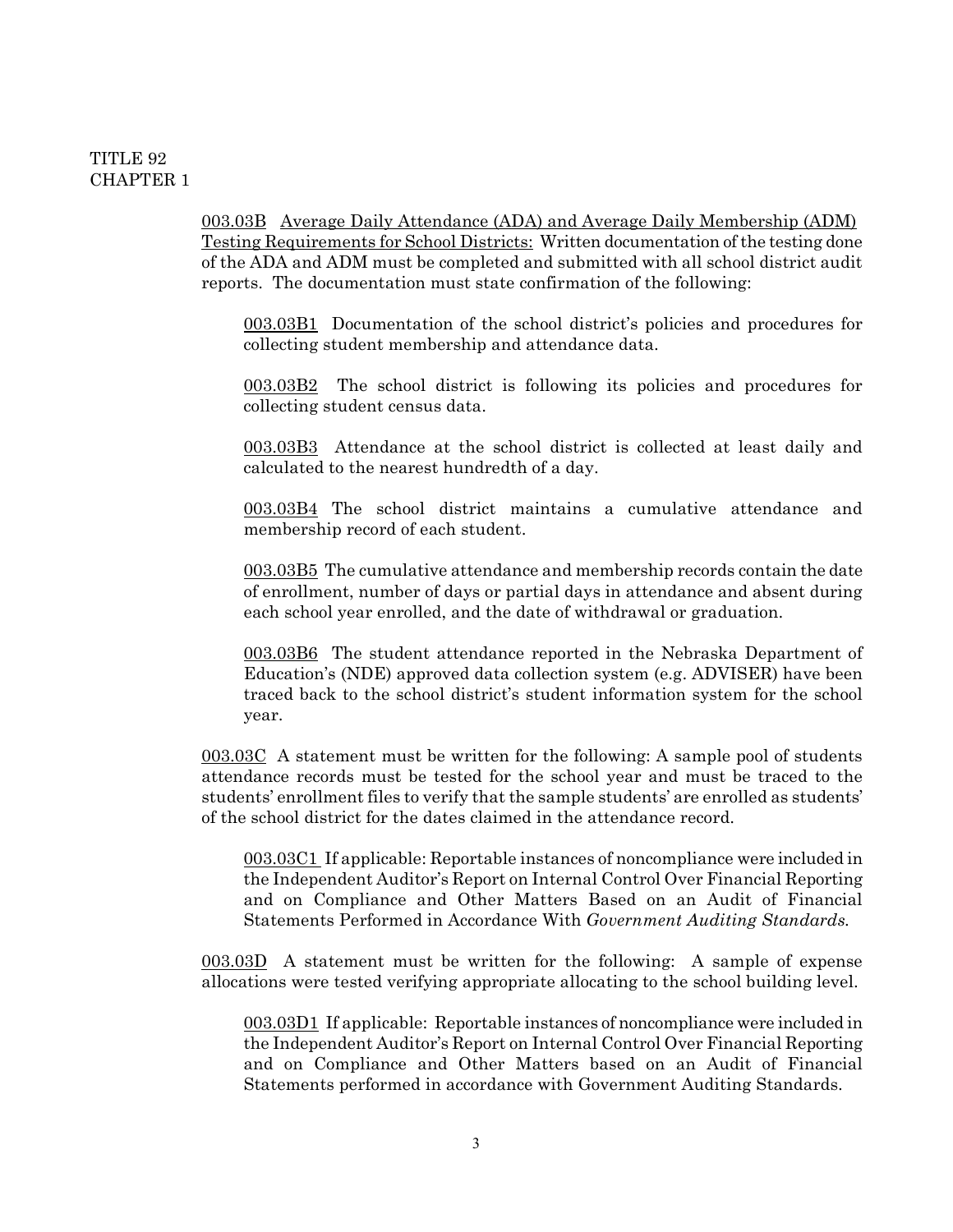003.03B Average Daily Attendance (ADA) and Average Daily Membership (ADM) Testing Requirements for School Districts: Written documentation of the testing done of the ADA and ADM must be completed and submitted with all school district audit reports. The documentation must state confirmation of the following:

003.03B1 Documentation of the school district's policies and procedures for collecting student membership and attendance data.

003.03B2 The school district is following its policies and procedures for collecting student census data.

003.03B3 Attendance at the school district is collected at least daily and calculated to the nearest hundredth of a day.

003.03B4 The school district maintains a cumulative attendance and membership record of each student.

003.03B5 The cumulative attendance and membership records contain the date of enrollment, number of days or partial days in attendance and absent during each school year enrolled, and the date of withdrawal or graduation.

003.03B6 The student attendance reported in the Nebraska Department of Education's (NDE) approved data collection system (e.g. ADVISER) have been traced back to the school district's student information system for the school year.

003.03C A statement must be written for the following: A sample pool of students attendance records must be tested for the school year and must be traced to the students' enrollment files to verify that the sample students' are enrolled as students' of the school district for the dates claimed in the attendance record.

003.03C1 If applicable: Reportable instances of noncompliance were included in the Independent Auditor's Report on Internal Control Over Financial Reporting and on Compliance and Other Matters Based on an Audit of Financial Statements Performed in Accordance With *Government Auditing Standards*.

003.03D A statement must be written for the following: A sample of expense allocations were tested verifying appropriate allocating to the school building level.

003.03D1 If applicable: Reportable instances of noncompliance were included in the Independent Auditor's Report on Internal Control Over Financial Reporting and on Compliance and Other Matters based on an Audit of Financial Statements performed in accordance with Government Auditing Standards.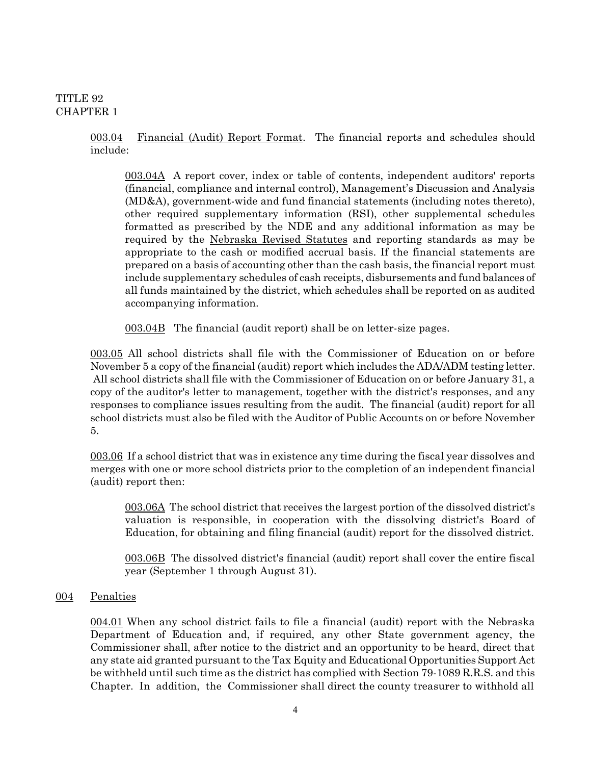003.04 Financial (Audit) Report Format. The financial reports and schedules should include:

003.04A A report cover, index or table of contents, independent auditors' reports (financial, compliance and internal control), Management's Discussion and Analysis (MD&A), government-wide and fund financial statements (including notes thereto), other required supplementary information (RSI), other supplemental schedules formatted as prescribed by the NDE and any additional information as may be required by the Nebraska Revised Statutes and reporting standards as may be appropriate to the cash or modified accrual basis. If the financial statements are prepared on a basis of accounting other than the cash basis, the financial report must include supplementary schedules of cash receipts, disbursements and fund balances of all funds maintained by the district, which schedules shall be reported on as audited accompanying information.

003.04B The financial (audit report) shall be on letter-size pages.

003.05 All school districts shall file with the Commissioner of Education on or before November 5 a copy of the financial (audit) report which includes the ADA/ADM testing letter. All school districts shall file with the Commissioner of Education on or before January 31, a copy of the auditor's letter to management, together with the district's responses, and any responses to compliance issues resulting from the audit. The financial (audit) report for all school districts must also be filed with the Auditor of Public Accounts on or before November 5.

003.06 If a school district that was in existence any time during the fiscal year dissolves and merges with one or more school districts prior to the completion of an independent financial (audit) report then:

003.06A The school district that receives the largest portion of the dissolved district's valuation is responsible, in cooperation with the dissolving district's Board of Education, for obtaining and filing financial (audit) report for the dissolved district.

003.06B The dissolved district's financial (audit) report shall cover the entire fiscal year (September 1 through August 31).

## 004 Penalties

004.01 When any school district fails to file a financial (audit) report with the Nebraska Department of Education and, if required, any other State government agency, the Commissioner shall, after notice to the district and an opportunity to be heard, direct that any state aid granted pursuant to the Tax Equity and Educational Opportunities Support Act be withheld until such time as the district has complied with Section 79-1089 R.R.S. and this Chapter. In addition, the Commissioner shall direct the county treasurer to withhold all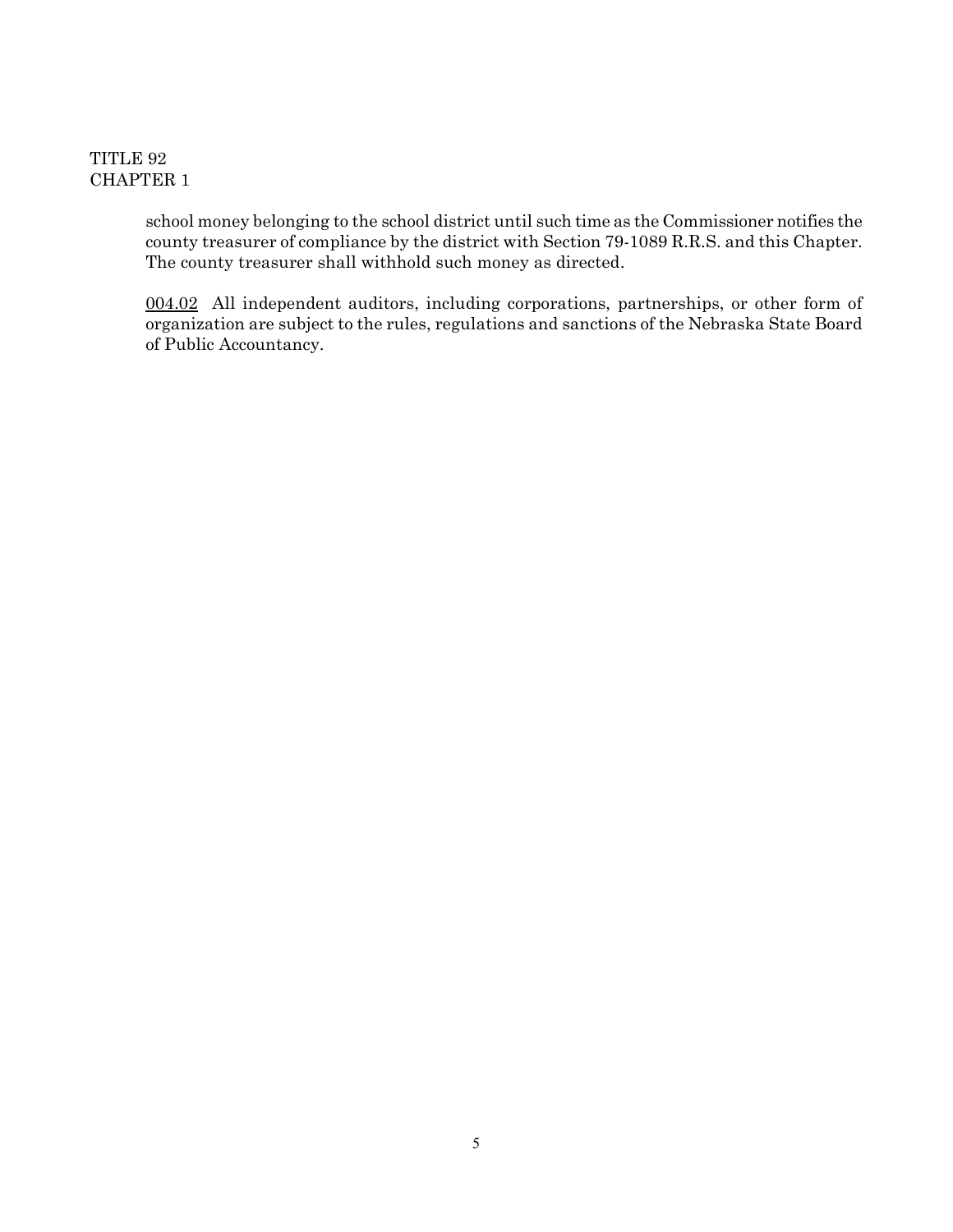school money belonging to the school district until such time as the Commissioner notifies the county treasurer of compliance by the district with Section 79-1089 R.R.S. and this Chapter. The county treasurer shall withhold such money as directed.

004.02 All independent auditors, including corporations, partnerships, or other form of organization are subject to the rules, regulations and sanctions of the Nebraska State Board of Public Accountancy.